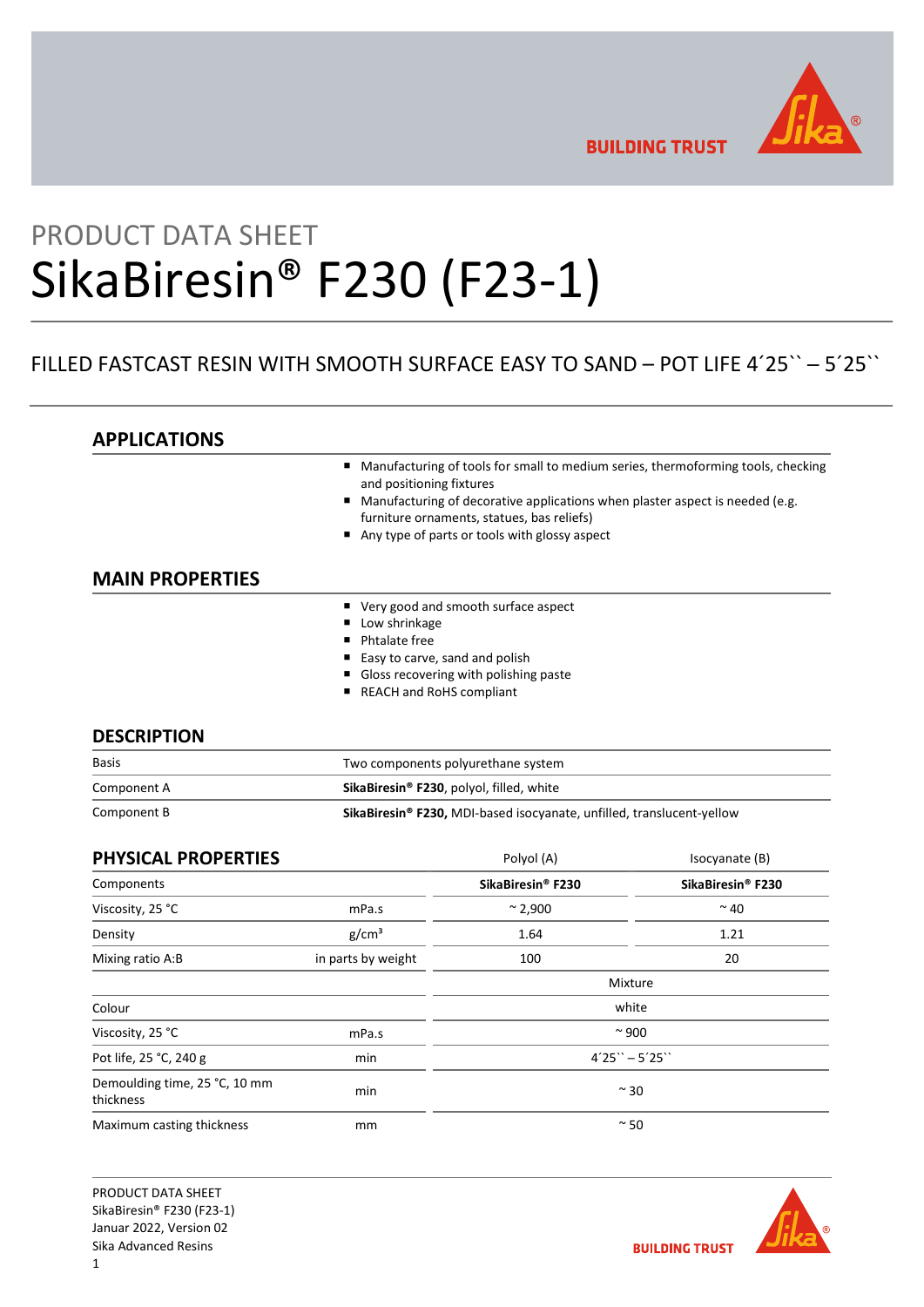PRODUCT DATA SHEET

# SikaBiresin® F230 (F23-1)

FILLED FASTCAST RESIN WITH SMOOTH SURFACE EASY TO SAND – POT LIFE 4´25`` – 5´25``

## APPLICATIONS

- Manufacturing of tools for small to medium series, thermoforming tools, checking and positioning fixtures
- Manufacturing of decorative applications when plaster aspect is needed (e.g. furniture ornaments, statues, bas reliefs)
- Any type of parts or tools with glossy aspect

## MAIN PROPERTIES

- Very good and smooth surface aspect
- Low shrinkage
- Phtalate free
- Easy to carve, sand and polish
- Gloss recovering with polishing paste
- REACH and RoHS compliant

## DESCRIPTION

| | |
|---|---|
| Basis | Two components polyurethane system |
| Component A | **SikaBiresin® F230**, polyol, filled, white |
| Component B | **SikaBiresin® F230,** MDI-based isocyanate, unfilled, translucent-yellow |

## PHYSICAL PROPERTIES

| | | Polyol (A) | Isocyanate (B) |
|---|---|---|---|
| Components | | **SikaBiresin® F230** | **SikaBiresin® F230** |
| Viscosity, 25 °C | mPa.s | ~ 2,900 | ~ 40 |
| Density | g/cm³ | 1.64 | 1.21 |
| Mixing ratio A:B | in parts by weight | 100 | 20 |
| | | Mixture | |
| Colour | | white | |
| Viscosity, 25 °C | mPa.s | ~ 900 | |
| Pot life, 25 °C, 240 g | min | 4´25`` – 5´25`` | |
| Demoulding time, 25 °C, 10 mm thickness | min | ~ 30 | |
| Maximum casting thickness | mm | ~ 50 | |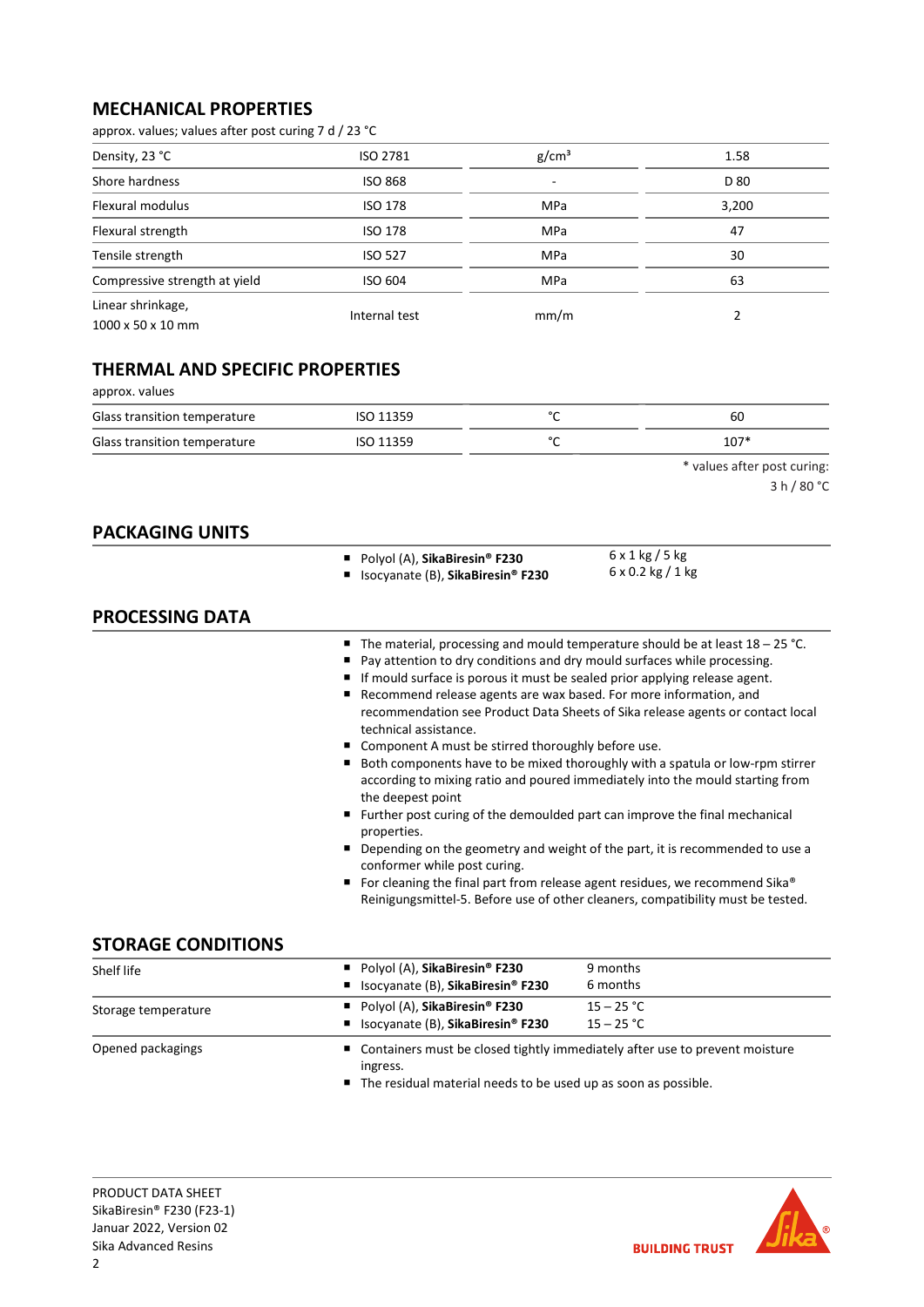## MECHANICAL PROPERTIES

approx. values; values after post curing 7 d / 23 °C

| | | | |
|---|---|---|---|
| Density, 23 °C | ISO 2781 | g/cm³ | 1.58 |
| Shore hardness | ISO 868 | - | D 80 |
| Flexural modulus | ISO 178 | MPa | 3,200 |
| Flexural strength | ISO 178 | MPa | 47 |
| Tensile strength | ISO 527 | MPa | 30 |
| Compressive strength at yield | ISO 604 | MPa | 63 |
| Linear shrinkage, 1000 x 50 x 10 mm | Internal test | mm/m | 2 |

## THERMAL AND SPECIFIC PROPERTIES

approx. values

| | | | |
|---|---|---|---|
| Glass transition temperature | ISO 11359 | °C | 60 |
| Glass transition temperature | ISO 11359 | °C | 107* |

\* values after post curing: 3 h / 80 °C

## PACKAGING UNITS

| | |
|---|---|
| Polyol (A), **SikaBiresin® F230** | 6 x 1 kg / 5 kg |
| Isocyanate (B), **SikaBiresin® F230** | 6 x 0.2 kg / 1 kg |

## PROCESSING DATA

- The material, processing and mould temperature should be at least 18 – 25 °C.
- Pay attention to dry conditions and dry mould surfaces while processing.
- If mould surface is porous it must be sealed prior applying release agent.
- Recommend release agents are wax based. For more information, and recommendation see Product Data Sheets of Sika release agents or contact local technical assistance.
- Component A must be stirred thoroughly before use.
- Both components have to be mixed thoroughly with a spatula or low-rpm stirrer according to mixing ratio and poured immediately into the mould starting from the deepest point
- Further post curing of the demoulded part can improve the final mechanical properties.
- Depending on the geometry and weight of the part, it is recommended to use a conformer while post curing.
- For cleaning the final part from release agent residues, we recommend Sika® Reinigungsmittel-5. Before use of other cleaners, compatibility must be tested.

## STORAGE CONDITIONS

| | | |
|---|---|---|
| Shelf life | Polyol (A), **SikaBiresin® F230** | 9 months |
| | Isocyanate (B), **SikaBiresin® F230** | 6 months |
| Storage temperature | Polyol (A), **SikaBiresin® F230** | 15 – 25 °C |
| | Isocyanate (B), **SikaBiresin® F230** | 15 – 25 °C |
| Opened packagings | Containers must be closed tightly immediately after use to prevent moisture ingress. | |
| | The residual material needs to be used up as soon as possible. | |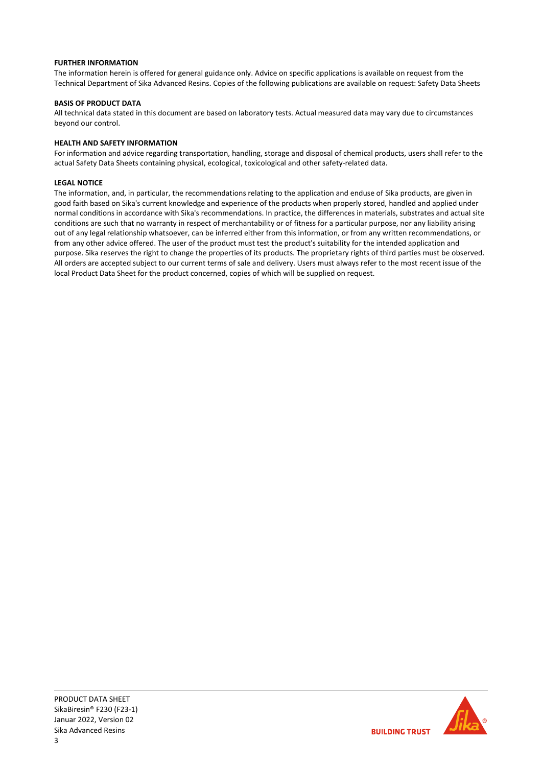**FURTHER INFORMATION**

The information herein is offered for general guidance only. Advice on specific applications is available on request from the Technical Department of Sika Advanced Resins. Copies of the following publications are available on request: Safety Data Sheets

**BASIS OF PRODUCT DATA**

All technical data stated in this document are based on laboratory tests. Actual measured data may vary due to circumstances beyond our control.

**HEALTH AND SAFETY INFORMATION**

For information and advice regarding transportation, handling, storage and disposal of chemical products, users shall refer to the actual Safety Data Sheets containing physical, ecological, toxicological and other safety-related data.

**LEGAL NOTICE**

The information, and, in particular, the recommendations relating to the application and enduse of Sika products, are given in good faith based on Sika's current knowledge and experience of the products when properly stored, handled and applied under normal conditions in accordance with Sika's recommendations. In practice, the differences in materials, substrates and actual site conditions are such that no warranty in respect of merchantability or of fitness for a particular purpose, nor any liability arising out of any legal relationship whatsoever, can be inferred either from this information, or from any written recommendations, or from any other advice offered. The user of the product must test the product's suitability for the intended application and purpose. Sika reserves the right to change the properties of its products. The proprietary rights of third parties must be observed. All orders are accepted subject to our current terms of sale and delivery. Users must always refer to the most recent issue of the local Product Data Sheet for the product concerned, copies of which will be supplied on request.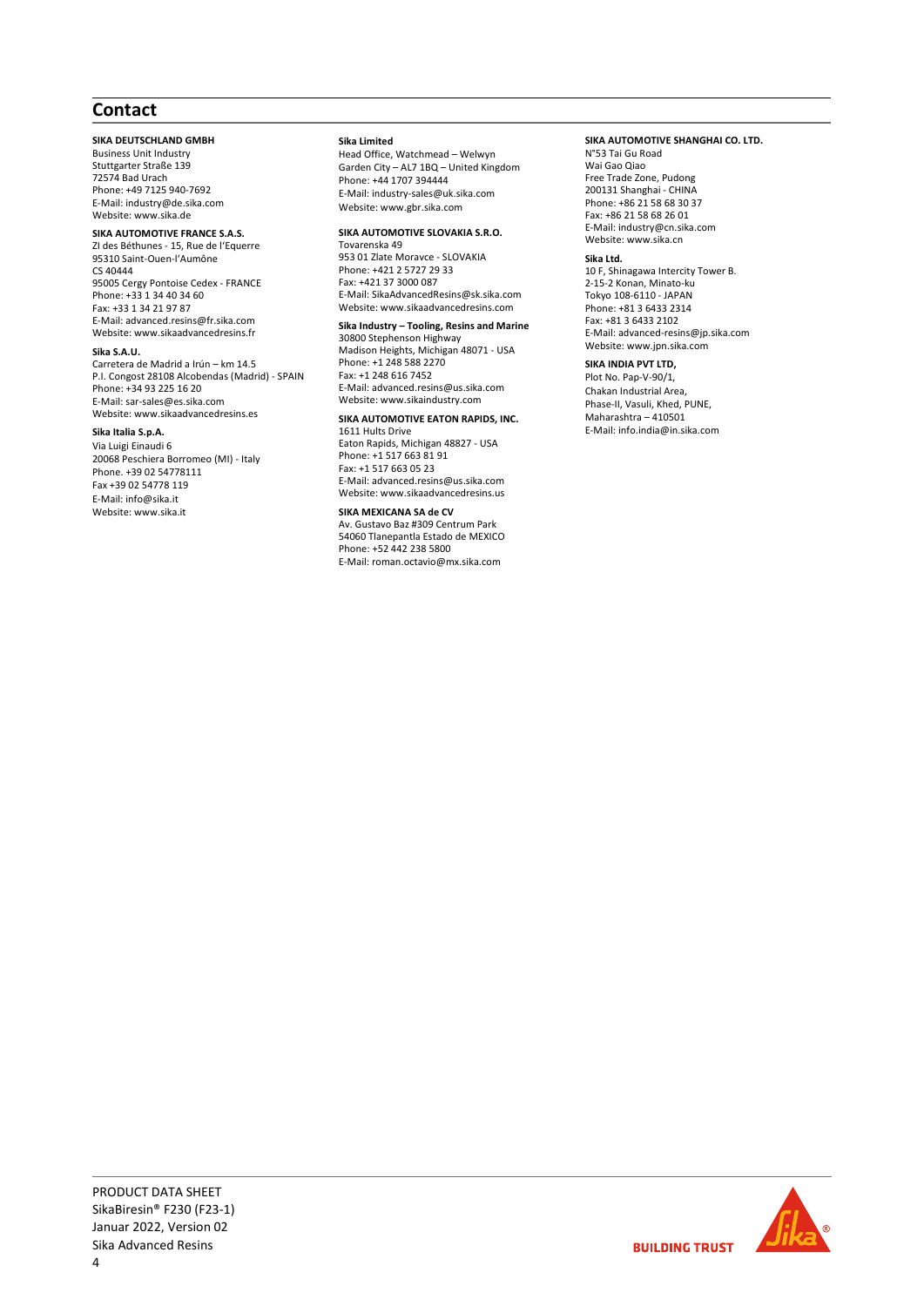## Contact

**SIKA DEUTSCHLAND GMBH**
Business Unit Industry
Stuttgarter Straße 139
72574 Bad Urach
Phone: +49 7125 940-7692
E-Mail: industry@de.sika.com
Website: www.sika.de

**SIKA AUTOMOTIVE FRANCE S.A.S.**
ZI des Béthunes - 15, Rue de l'Equerre
95310 Saint-Ouen-l'Aumône
CS 40444
95005 Cergy Pontoise Cedex - FRANCE
Phone: +33 1 34 40 34 60
Fax: +33 1 34 21 97 87
E-Mail: advanced.resins@fr.sika.com
Website: www.sikaadvancedresins.fr

**Sika S.A.U.**
Carretera de Madrid a Irún – km 14.5
P.I. Congost 28108 Alcobendas (Madrid) - SPAIN
Phone: +34 93 225 16 20
E-Mail: sar-sales@es.sika.com
Website: www.sikaadvancedresins.es

**Sika Italia S.p.A.**
Via Luigi Einaudi 6
20068 Peschiera Borromeo (MI) - Italy
Phone. +39 02 54778111
Fax +39 02 54778 119
E-Mail: info@sika.it
Website: www.sika.it

**Sika Limited**
Head Office, Watchmead – Welwyn
Garden City – AL7 1BQ – United Kingdom
Phone: +44 1707 394444
E-Mail: industry-sales@uk.sika.com
Website: www.gbr.sika.com

**SIKA AUTOMOTIVE SLOVAKIA S.R.O.**
Tovarenska 49
953 01 Zlate Moravce - SLOVAKIA
Phone: +421 2 5727 29 33
Fax: +421 37 3000 087
E-Mail: SikaAdvancedResins@sk.sika.com
Website: www.sikaadvancedresins.com

**Sika Industry – Tooling, Resins and Marine**
30800 Stephenson Highway
Madison Heights, Michigan 48071 - USA
Phone: +1 248 588 2270
Fax: +1 248 616 7452
E-Mail: advanced.resins@us.sika.com
Website: www.sikaindustry.com

**SIKA AUTOMOTIVE EATON RAPIDS, INC.**
1611 Hults Drive
Eaton Rapids, Michigan 48827 - USA
Phone: +1 517 663 81 91
Fax: +1 517 663 05 23
E-Mail: advanced.resins@us.sika.com
Website: www.sikaadvancedresins.us

**SIKA MEXICANA SA de CV**
Av. Gustavo Baz #309 Centrum Park
54060 Tlanepantla Estado de MEXICO
Phone: +52 442 238 5800
E-Mail: roman.octavio@mx.sika.com

**SIKA AUTOMOTIVE SHANGHAI CO. LTD.**
N°53 Tai Gu Road
Wai Gao Qiao
Free Trade Zone, Pudong
200131 Shanghai - CHINA
Phone: +86 21 58 68 30 37
Fax: +86 21 58 68 26 01
E-Mail: industry@cn.sika.com
Website: www.sika.cn

**Sika Ltd.**
10 F, Shinagawa Intercity Tower B.
2-15-2 Konan, Minato-ku
Tokyo 108-6110 - JAPAN
Phone: +81 3 6433 2314
Fax: +81 3 6433 2102
E-Mail: advanced-resins@jp.sika.com
Website: www.jpn.sika.com

**SIKA INDIA PVT LTD,**
Plot No. Pap-V-90/1,
Chakan Industrial Area,
Phase-II, Vasuli, Khed, PUNE,
Maharashtra – 410501
E-Mail: info.india@in.sika.com

PRODUCT DATA SHEET
SikaBiresin® F230 (F23-1)
Januar 2022, Version 02
Sika Advanced Resins

BUILDING TRUST